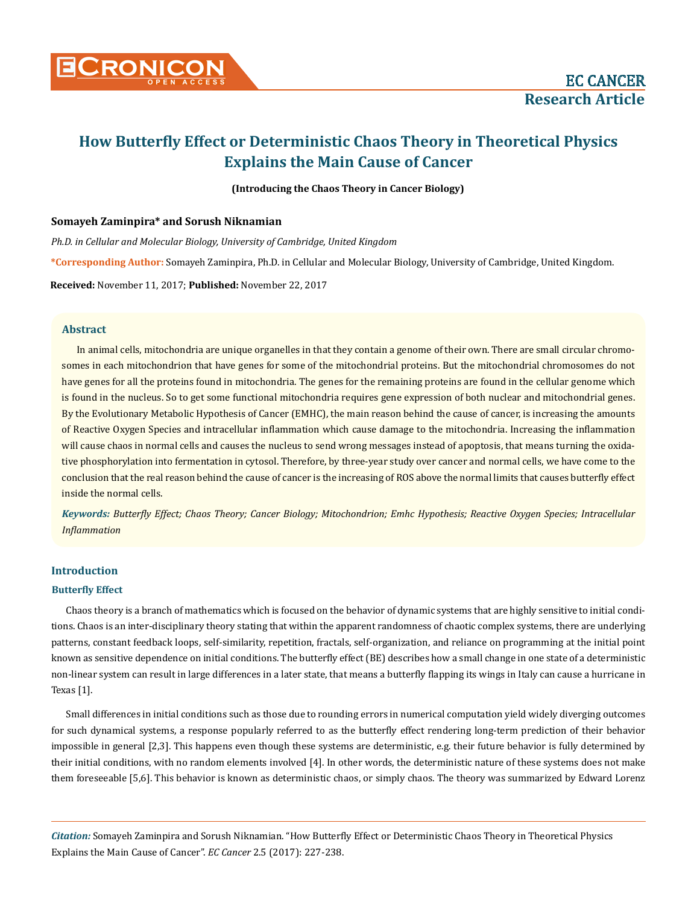# How Butterfly Effect or Deterministic Chaos Theory in Theoretical Physics Explains the Main Cause of Cancer

**(Introducing the Chaos Theory in Cancer Biology)**

**Somayeh Zaminpira* and Sorush Niknamian**

*Ph.D. in Cellular and Molecular Biology, University of Cambridge, United Kingdom*

**\*Corresponding Author:** Somayeh Zaminpira, Ph.D. in Cellular and Molecular Biology, University of Cambridge, United Kingdom.

**Received:** November 11, 2017; **Published:** November 22, 2017

## Abstract

In animal cells, mitochondria are unique organelles in that they contain a genome of their own. There are small circular chromosomes in each mitochondrion that have genes for some of the mitochondrial proteins. But the mitochondrial chromosomes do not have genes for all the proteins found in mitochondria. The genes for the remaining proteins are found in the cellular genome which is found in the nucleus. So to get some functional mitochondria requires gene expression of both nuclear and mitochondrial genes. By the Evolutionary Metabolic Hypothesis of Cancer (EMHC), the main reason behind the cause of cancer, is increasing the amounts of Reactive Oxygen Species and intracellular inflammation which cause damage to the mitochondria. Increasing the inflammation will cause chaos in normal cells and causes the nucleus to send wrong messages instead of apoptosis, that means turning the oxidative phosphorylation into fermentation in cytosol. Therefore, by three-year study over cancer and normal cells, we have come to the conclusion that the real reason behind the cause of cancer is the increasing of ROS above the normal limits that causes butterfly effect inside the normal cells.

***Keywords:*** *Butterfly Effect; Chaos Theory; Cancer Biology; Mitochondrion; Emhc Hypothesis; Reactive Oxygen Species; Intracellular Inflammation*

## Introduction

### Butterfly Effect

Chaos theory is a branch of mathematics which is focused on the behavior of dynamic systems that are highly sensitive to initial conditions. Chaos is an inter-disciplinary theory stating that within the apparent randomness of chaotic complex systems, there are underlying patterns, constant feedback loops, self-similarity, repetition, fractals, self-organization, and reliance on programming at the initial point known as sensitive dependence on initial conditions. The butterfly effect (BE) describes how a small change in one state of a deterministic non-linear system can result in large differences in a later state, that means a butterfly flapping its wings in Italy can cause a hurricane in Texas [1].

Small differences in initial conditions such as those due to rounding errors in numerical computation yield widely diverging outcomes for such dynamical systems, a response popularly referred to as the butterfly effect rendering long-term prediction of their behavior impossible in general [2,3]. This happens even though these systems are deterministic, e.g. their future behavior is fully determined by their initial conditions, with no random elements involved [4]. In other words, the deterministic nature of these systems does not make them foreseeable [5,6]. This behavior is known as deterministic chaos, or simply chaos. The theory was summarized by Edward Lorenz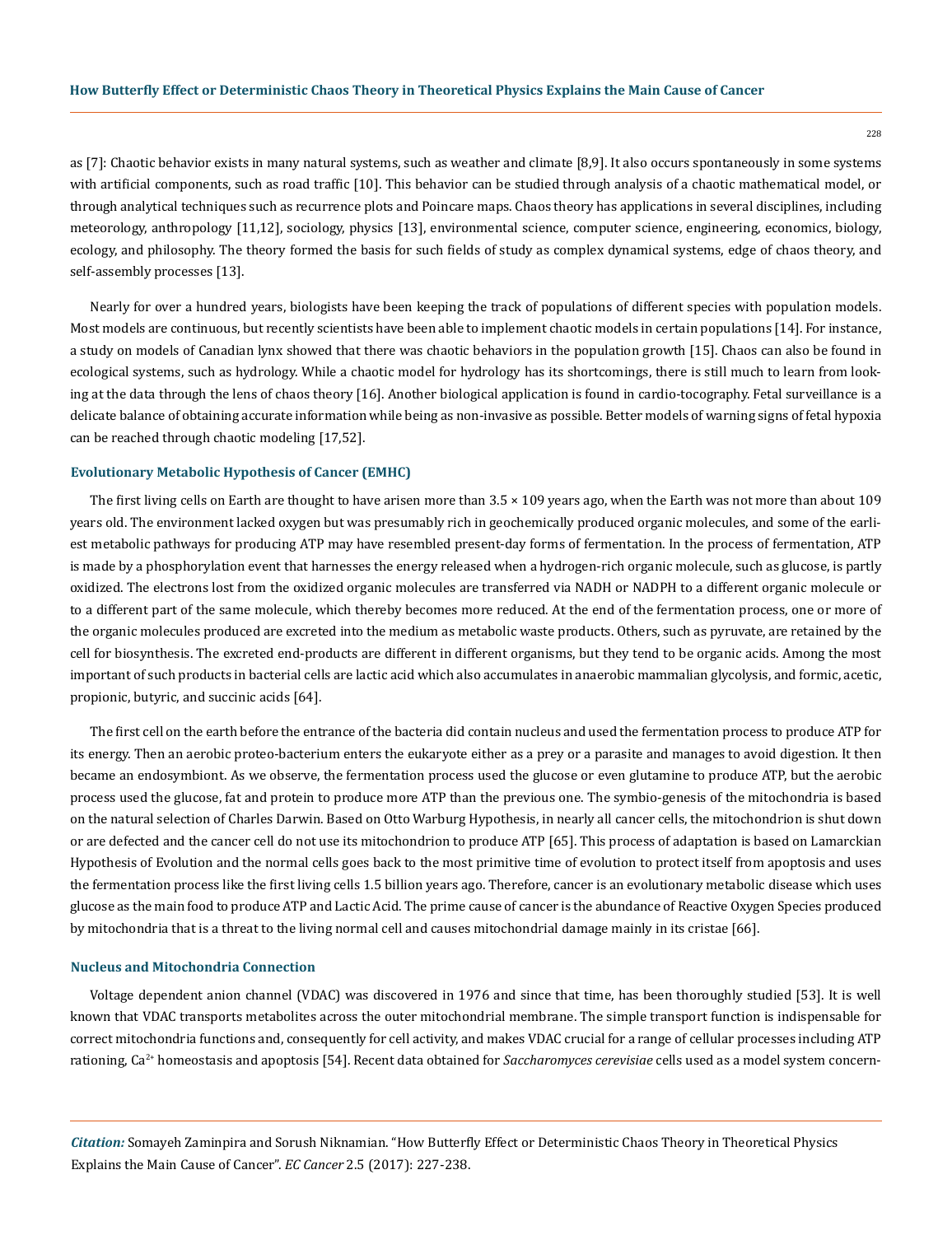as [7]: Chaotic behavior exists in many natural systems, such as weather and climate [8,9]. It also occurs spontaneously in some systems with artificial components, such as road traffic [10]. This behavior can be studied through analysis of a chaotic mathematical model, or through analytical techniques such as recurrence plots and Poincare maps. Chaos theory has applications in several disciplines, including meteorology, anthropology [11,12], sociology, physics [13], environmental science, computer science, engineering, economics, biology, ecology, and philosophy. The theory formed the basis for such fields of study as complex dynamical systems, edge of chaos theory, and self-assembly processes [13].

Nearly for over a hundred years, biologists have been keeping the track of populations of different species with population models. Most models are continuous, but recently scientists have been able to implement chaotic models in certain populations [14]. For instance, a study on models of Canadian lynx showed that there was chaotic behaviors in the population growth [15]. Chaos can also be found in ecological systems, such as hydrology. While a chaotic model for hydrology has its shortcomings, there is still much to learn from looking at the data through the lens of chaos theory [16]. Another biological application is found in cardio-tocography. Fetal surveillance is a delicate balance of obtaining accurate information while being as non-invasive as possible. Better models of warning signs of fetal hypoxia can be reached through chaotic modeling [17,52].

### Evolutionary Metabolic Hypothesis of Cancer (EMHC)

The first living cells on Earth are thought to have arisen more than $3.5 \times 109$ years ago, when the Earth was not more than about 109 years old. The environment lacked oxygen but was presumably rich in geochemically produced organic molecules, and some of the earliest metabolic pathways for producing ATP may have resembled present-day forms of fermentation. In the process of fermentation, ATP is made by a phosphorylation event that harnesses the energy released when a hydrogen-rich organic molecule, such as glucose, is partly oxidized. The electrons lost from the oxidized organic molecules are transferred via NADH or NADPH to a different organic molecule or to a different part of the same molecule, which thereby becomes more reduced. At the end of the fermentation process, one or more of the organic molecules produced are excreted into the medium as metabolic waste products. Others, such as pyruvate, are retained by the cell for biosynthesis. The excreted end-products are different in different organisms, but they tend to be organic acids. Among the most important of such products in bacterial cells are lactic acid which also accumulates in anaerobic mammalian glycolysis, and formic, acetic, propionic, butyric, and succinic acids [64].

The first cell on the earth before the entrance of the bacteria did contain nucleus and used the fermentation process to produce ATP for its energy. Then an aerobic proteo-bacterium enters the eukaryote either as a prey or a parasite and manages to avoid digestion. It then became an endosymbiont. As we observe, the fermentation process used the glucose or even glutamine to produce ATP, but the aerobic process used the glucose, fat and protein to produce more ATP than the previous one. The symbio-genesis of the mitochondria is based on the natural selection of Charles Darwin. Based on Otto Warburg Hypothesis, in nearly all cancer cells, the mitochondrion is shut down or are defected and the cancer cell do not use its mitochondrion to produce ATP [65]. This process of adaptation is based on Lamarckian Hypothesis of Evolution and the normal cells goes back to the most primitive time of evolution to protect itself from apoptosis and uses the fermentation process like the first living cells 1.5 billion years ago. Therefore, cancer is an evolutionary metabolic disease which uses glucose as the main food to produce ATP and Lactic Acid. The prime cause of cancer is the abundance of Reactive Oxygen Species produced by mitochondria that is a threat to the living normal cell and causes mitochondrial damage mainly in its cristae [66].

### Nucleus and Mitochondria Connection

Voltage dependent anion channel (VDAC) was discovered in 1976 and since that time, has been thoroughly studied [53]. It is well known that VDAC transports metabolites across the outer mitochondrial membrane. The simple transport function is indispensable for correct mitochondria functions and, consequently for cell activity, and makes VDAC crucial for a range of cellular processes including ATP rationing, $Ca^{2+}$ homeostasis and apoptosis [54]. Recent data obtained for *Saccharomyces cerevisiae* cells used as a model system concern-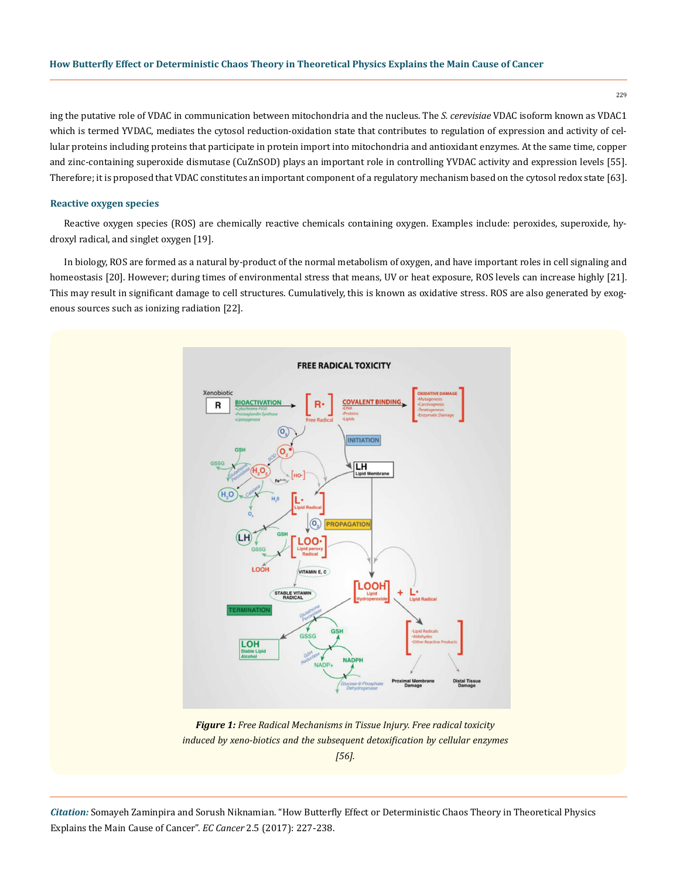ing the putative role of VDAC in communication between mitochondria and the nucleus. The *S. cerevisiae* VDAC isoform known as VDAC1 which is termed YVDAC, mediates the cytosol reduction-oxidation state that contributes to regulation of expression and activity of cellular proteins including proteins that participate in protein import into mitochondria and antioxidant enzymes. At the same time, copper and zinc-containing superoxide dismutase (CuZnSOD) plays an important role in controlling YVDAC activity and expression levels [55]. Therefore; it is proposed that VDAC constitutes an important component of a regulatory mechanism based on the cytosol redox state [63].

### Reactive oxygen species

Reactive oxygen species (ROS) are chemically reactive chemicals containing oxygen. Examples include: peroxides, superoxide, hydroxyl radical, and singlet oxygen [19].

In biology, ROS are formed as a natural by-product of the normal metabolism of oxygen, and have important roles in cell signaling and homeostasis [20]. However; during times of environmental stress that means, UV or heat exposure, ROS levels can increase highly [21]. This may result in significant damage to cell structures. Cumulatively, this is known as oxidative stress. ROS are also generated by exogenous sources such as ionizing radiation [22].

***Figure 1:*** *Free Radical Mechanisms in Tissue Injury. Free radical toxicity induced by xeno-biotics and the subsequent detoxification by cellular enzymes [56].*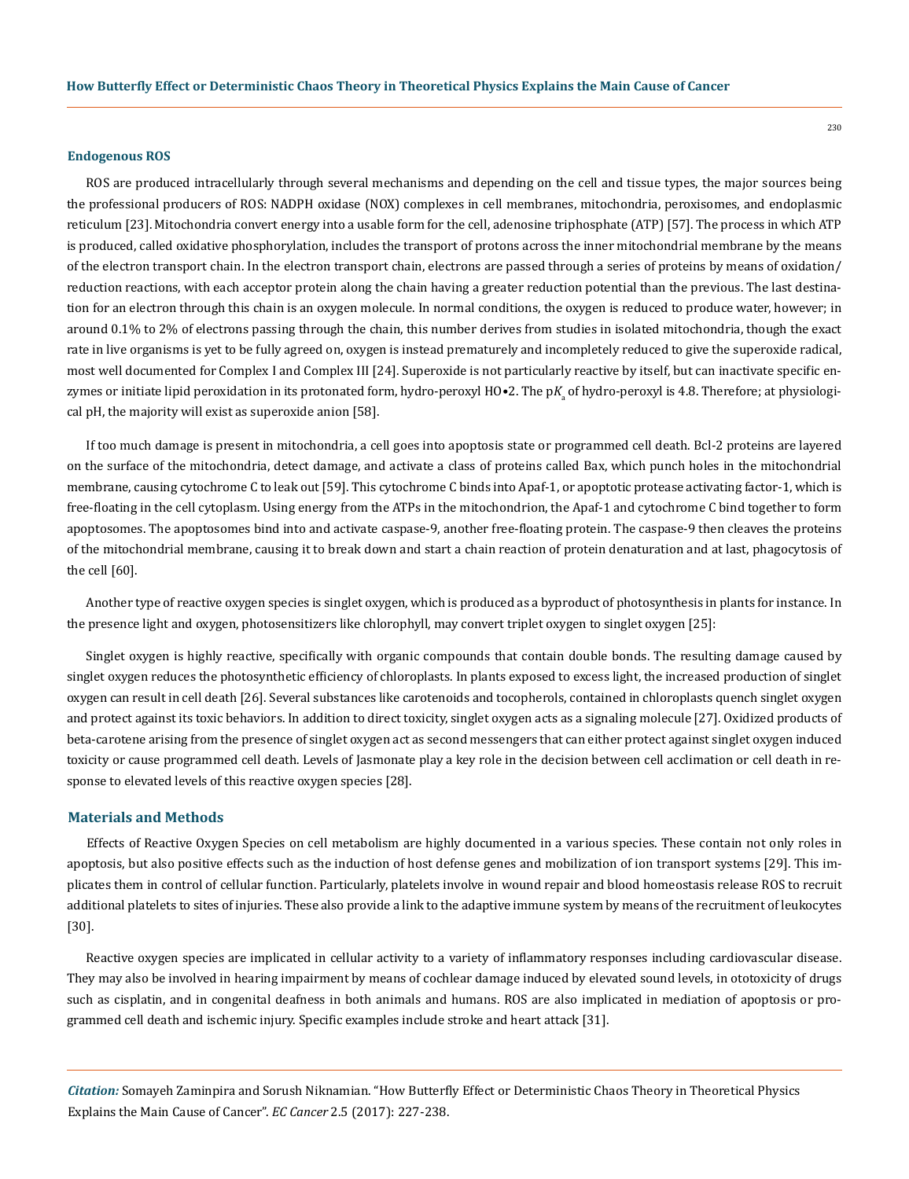#### Endogenous ROS

ROS are produced intracellularly through several mechanisms and depending on the cell and tissue types, the major sources being the professional producers of ROS: NADPH oxidase (NOX) complexes in cell membranes, mitochondria, peroxisomes, and endoplasmic reticulum [23]. Mitochondria convert energy into a usable form for the cell, adenosine triphosphate (ATP) [57]. The process in which ATP is produced, called oxidative phosphorylation, includes the transport of protons across the inner mitochondrial membrane by the means of the electron transport chain. In the electron transport chain, electrons are passed through a series of proteins by means of oxidation/reduction reactions, with each acceptor protein along the chain having a greater reduction potential than the previous. The last destination for an electron through this chain is an oxygen molecule. In normal conditions, the oxygen is reduced to produce water, however; in around 0.1% to 2% of electrons passing through the chain, this number derives from studies in isolated mitochondria, though the exact rate in live organisms is yet to be fully agreed on, oxygen is instead prematurely and incompletely reduced to give the superoxide radical, most well documented for Complex I and Complex III [24]. Superoxide is not particularly reactive by itself, but can inactivate specific enzymes or initiate lipid peroxidation in its protonated form, hydro-peroxyl HO•2. The $pK_a$ of hydro-peroxyl is 4.8. Therefore; at physiological pH, the majority will exist as superoxide anion [58].

If too much damage is present in mitochondria, a cell goes into apoptosis state or programmed cell death. Bcl-2 proteins are layered on the surface of the mitochondria, detect damage, and activate a class of proteins called Bax, which punch holes in the mitochondrial membrane, causing cytochrome C to leak out [59]. This cytochrome C binds into Apaf-1, or apoptotic protease activating factor-1, which is free-floating in the cell cytoplasm. Using energy from the ATPs in the mitochondrion, the Apaf-1 and cytochrome C bind together to form apoptosomes. The apoptosomes bind into and activate caspase-9, another free-floating protein. The caspase-9 then cleaves the proteins of the mitochondrial membrane, causing it to break down and start a chain reaction of protein denaturation and at last, phagocytosis of the cell [60].

Another type of reactive oxygen species is singlet oxygen, which is produced as a byproduct of photosynthesis in plants for instance. In the presence light and oxygen, photosensitizers like chlorophyll, may convert triplet oxygen to singlet oxygen [25]:

Singlet oxygen is highly reactive, specifically with organic compounds that contain double bonds. The resulting damage caused by singlet oxygen reduces the photosynthetic efficiency of chloroplasts. In plants exposed to excess light, the increased production of singlet oxygen can result in cell death [26]. Several substances like carotenoids and tocopherols, contained in chloroplasts quench singlet oxygen and protect against its toxic behaviors. In addition to direct toxicity, singlet oxygen acts as a signaling molecule [27]. Oxidized products of beta-carotene arising from the presence of singlet oxygen act as second messengers that can either protect against singlet oxygen induced toxicity or cause programmed cell death. Levels of Jasmonate play a key role in the decision between cell acclimation or cell death in response to elevated levels of this reactive oxygen species [28].

## Materials and Methods

Effects of Reactive Oxygen Species on cell metabolism are highly documented in a various species. These contain not only roles in apoptosis, but also positive effects such as the induction of host defense genes and mobilization of ion transport systems [29]. This implicates them in control of cellular function. Particularly, platelets involve in wound repair and blood homeostasis release ROS to recruit additional platelets to sites of injuries. These also provide a link to the adaptive immune system by means of the recruitment of leukocytes [30].

Reactive oxygen species are implicated in cellular activity to a variety of inflammatory responses including cardiovascular disease. They may also be involved in hearing impairment by means of cochlear damage induced by elevated sound levels, in ototoxicity of drugs such as cisplatin, and in congenital deafness in both animals and humans. ROS are also implicated in mediation of apoptosis or programmed cell death and ischemic injury. Specific examples include stroke and heart attack [31].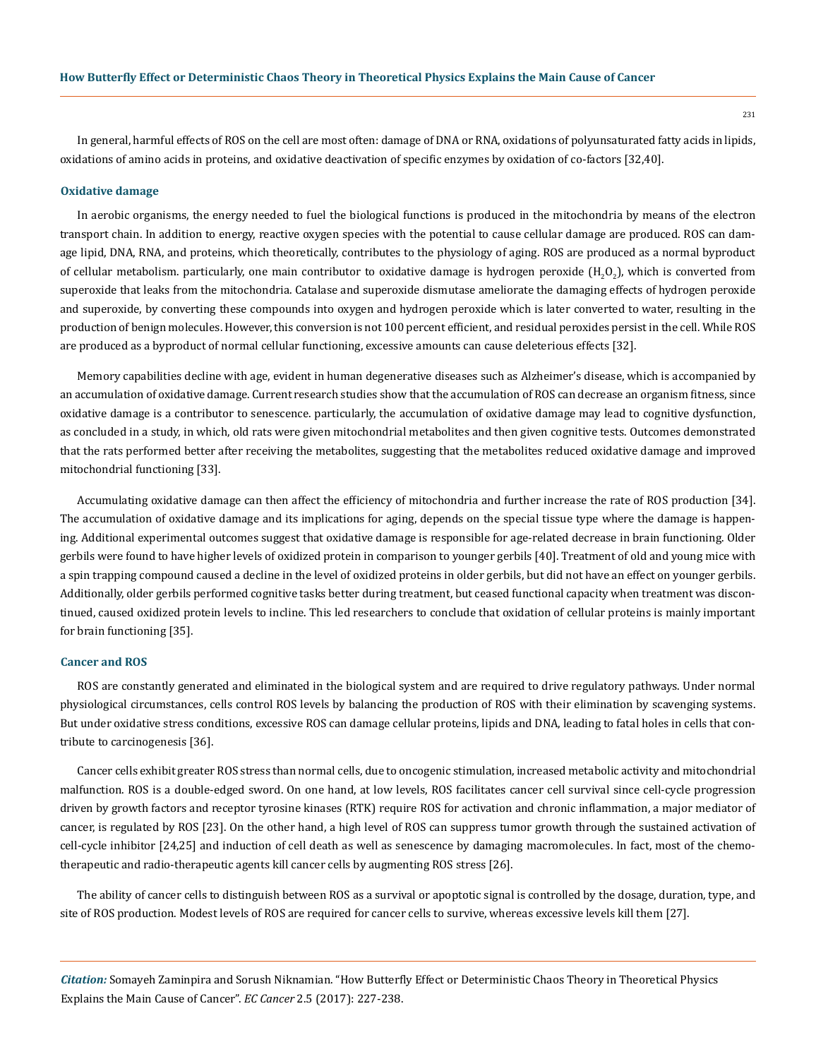In general, harmful effects of ROS on the cell are most often: damage of DNA or RNA, oxidations of polyunsaturated fatty acids in lipids, oxidations of amino acids in proteins, and oxidative deactivation of specific enzymes by oxidation of co-factors [32,40].

### Oxidative damage

In aerobic organisms, the energy needed to fuel the biological functions is produced in the mitochondria by means of the electron transport chain. In addition to energy, reactive oxygen species with the potential to cause cellular damage are produced. ROS can damage lipid, DNA, RNA, and proteins, which theoretically, contributes to the physiology of aging. ROS are produced as a normal byproduct of cellular metabolism. particularly, one main contributor to oxidative damage is hydrogen peroxide ($H_2O_2$), which is converted from superoxide that leaks from the mitochondria. Catalase and superoxide dismutase ameliorate the damaging effects of hydrogen peroxide and superoxide, by converting these compounds into oxygen and hydrogen peroxide which is later converted to water, resulting in the production of benign molecules. However, this conversion is not 100 percent efficient, and residual peroxides persist in the cell. While ROS are produced as a byproduct of normal cellular functioning, excessive amounts can cause deleterious effects [32].

Memory capabilities decline with age, evident in human degenerative diseases such as Alzheimer's disease, which is accompanied by an accumulation of oxidative damage. Current research studies show that the accumulation of ROS can decrease an organism fitness, since oxidative damage is a contributor to senescence. particularly, the accumulation of oxidative damage may lead to cognitive dysfunction, as concluded in a study, in which, old rats were given mitochondrial metabolites and then given cognitive tests. Outcomes demonstrated that the rats performed better after receiving the metabolites, suggesting that the metabolites reduced oxidative damage and improved mitochondrial functioning [33].

Accumulating oxidative damage can then affect the efficiency of mitochondria and further increase the rate of ROS production [34]. The accumulation of oxidative damage and its implications for aging, depends on the special tissue type where the damage is happening. Additional experimental outcomes suggest that oxidative damage is responsible for age-related decrease in brain functioning. Older gerbils were found to have higher levels of oxidized protein in comparison to younger gerbils [40]. Treatment of old and young mice with a spin trapping compound caused a decline in the level of oxidized proteins in older gerbils, but did not have an effect on younger gerbils. Additionally, older gerbils performed cognitive tasks better during treatment, but ceased functional capacity when treatment was discontinued, caused oxidized protein levels to incline. This led researchers to conclude that oxidation of cellular proteins is mainly important for brain functioning [35].

### Cancer and ROS

ROS are constantly generated and eliminated in the biological system and are required to drive regulatory pathways. Under normal physiological circumstances, cells control ROS levels by balancing the production of ROS with their elimination by scavenging systems. But under oxidative stress conditions, excessive ROS can damage cellular proteins, lipids and DNA, leading to fatal holes in cells that contribute to carcinogenesis [36].

Cancer cells exhibit greater ROS stress than normal cells, due to oncogenic stimulation, increased metabolic activity and mitochondrial malfunction. ROS is a double-edged sword. On one hand, at low levels, ROS facilitates cancer cell survival since cell-cycle progression driven by growth factors and receptor tyrosine kinases (RTK) require ROS for activation and chronic inflammation, a major mediator of cancer, is regulated by ROS [23]. On the other hand, a high level of ROS can suppress tumor growth through the sustained activation of cell-cycle inhibitor [24,25] and induction of cell death as well as senescence by damaging macromolecules. In fact, most of the chemotherapeutic and radio-therapeutic agents kill cancer cells by augmenting ROS stress [26].

The ability of cancer cells to distinguish between ROS as a survival or apoptotic signal is controlled by the dosage, duration, type, and site of ROS production. Modest levels of ROS are required for cancer cells to survive, whereas excessive levels kill them [27].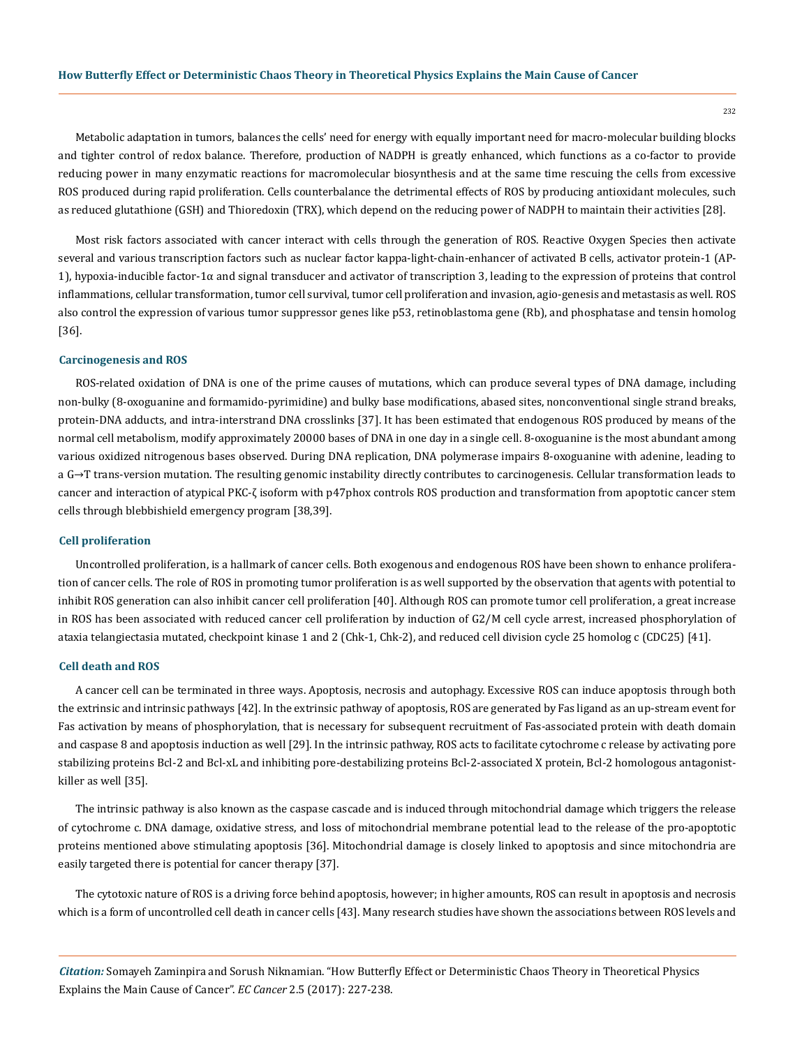Metabolic adaptation in tumors, balances the cells' need for energy with equally important need for macro-molecular building blocks and tighter control of redox balance. Therefore, production of NADPH is greatly enhanced, which functions as a co-factor to provide reducing power in many enzymatic reactions for macromolecular biosynthesis and at the same time rescuing the cells from excessive ROS produced during rapid proliferation. Cells counterbalance the detrimental effects of ROS by producing antioxidant molecules, such as reduced glutathione (GSH) and Thioredoxin (TRX), which depend on the reducing power of NADPH to maintain their activities [28].

Most risk factors associated with cancer interact with cells through the generation of ROS. Reactive Oxygen Species then activate several and various transcription factors such as nuclear factor kappa-light-chain-enhancer of activated B cells, activator protein-1 (AP-1), hypoxia-inducible factor-1α and signal transducer and activator of transcription 3, leading to the expression of proteins that control inflammations, cellular transformation, tumor cell survival, tumor cell proliferation and invasion, agio-genesis and metastasis as well. ROS also control the expression of various tumor suppressor genes like p53, retinoblastoma gene (Rb), and phosphatase and tensin homolog [36].

### Carcinogenesis and ROS

ROS-related oxidation of DNA is one of the prime causes of mutations, which can produce several types of DNA damage, including non-bulky (8-oxoguanine and formamido-pyrimidine) and bulky base modifications, abased sites, nonconventional single strand breaks, protein-DNA adducts, and intra-interstrand DNA crosslinks [37]. It has been estimated that endogenous ROS produced by means of the normal cell metabolism, modify approximately 20000 bases of DNA in one day in a single cell. 8-oxoguanine is the most abundant among various oxidized nitrogenous bases observed. During DNA replication, DNA polymerase impairs 8-oxoguanine with adenine, leading to a G→T trans-version mutation. The resulting genomic instability directly contributes to carcinogenesis. Cellular transformation leads to cancer and interaction of atypical PKC-ζ isoform with p47phox controls ROS production and transformation from apoptotic cancer stem cells through blebbishield emergency program [38,39].

### Cell proliferation

Uncontrolled proliferation, is a hallmark of cancer cells. Both exogenous and endogenous ROS have been shown to enhance proliferation of cancer cells. The role of ROS in promoting tumor proliferation is as well supported by the observation that agents with potential to inhibit ROS generation can also inhibit cancer cell proliferation [40]. Although ROS can promote tumor cell proliferation, a great increase in ROS has been associated with reduced cancer cell proliferation by induction of G2/M cell cycle arrest, increased phosphorylation of ataxia telangiectasia mutated, checkpoint kinase 1 and 2 (Chk-1, Chk-2), and reduced cell division cycle 25 homolog c (CDC25) [41].

### Cell death and ROS

A cancer cell can be terminated in three ways. Apoptosis, necrosis and autophagy. Excessive ROS can induce apoptosis through both the extrinsic and intrinsic pathways [42]. In the extrinsic pathway of apoptosis, ROS are generated by Fas ligand as an up-stream event for Fas activation by means of phosphorylation, that is necessary for subsequent recruitment of Fas-associated protein with death domain and caspase 8 and apoptosis induction as well [29]. In the intrinsic pathway, ROS acts to facilitate cytochrome c release by activating pore stabilizing proteins Bcl-2 and Bcl-xL and inhibiting pore-destabilizing proteins Bcl-2-associated X protein, Bcl-2 homologous antagonist-killer as well [35].

The intrinsic pathway is also known as the caspase cascade and is induced through mitochondrial damage which triggers the release of cytochrome c. DNA damage, oxidative stress, and loss of mitochondrial membrane potential lead to the release of the pro-apoptotic proteins mentioned above stimulating apoptosis [36]. Mitochondrial damage is closely linked to apoptosis and since mitochondria are easily targeted there is potential for cancer therapy [37].

The cytotoxic nature of ROS is a driving force behind apoptosis, however; in higher amounts, ROS can result in apoptosis and necrosis which is a form of uncontrolled cell death in cancer cells [43]. Many research studies have shown the associations between ROS levels and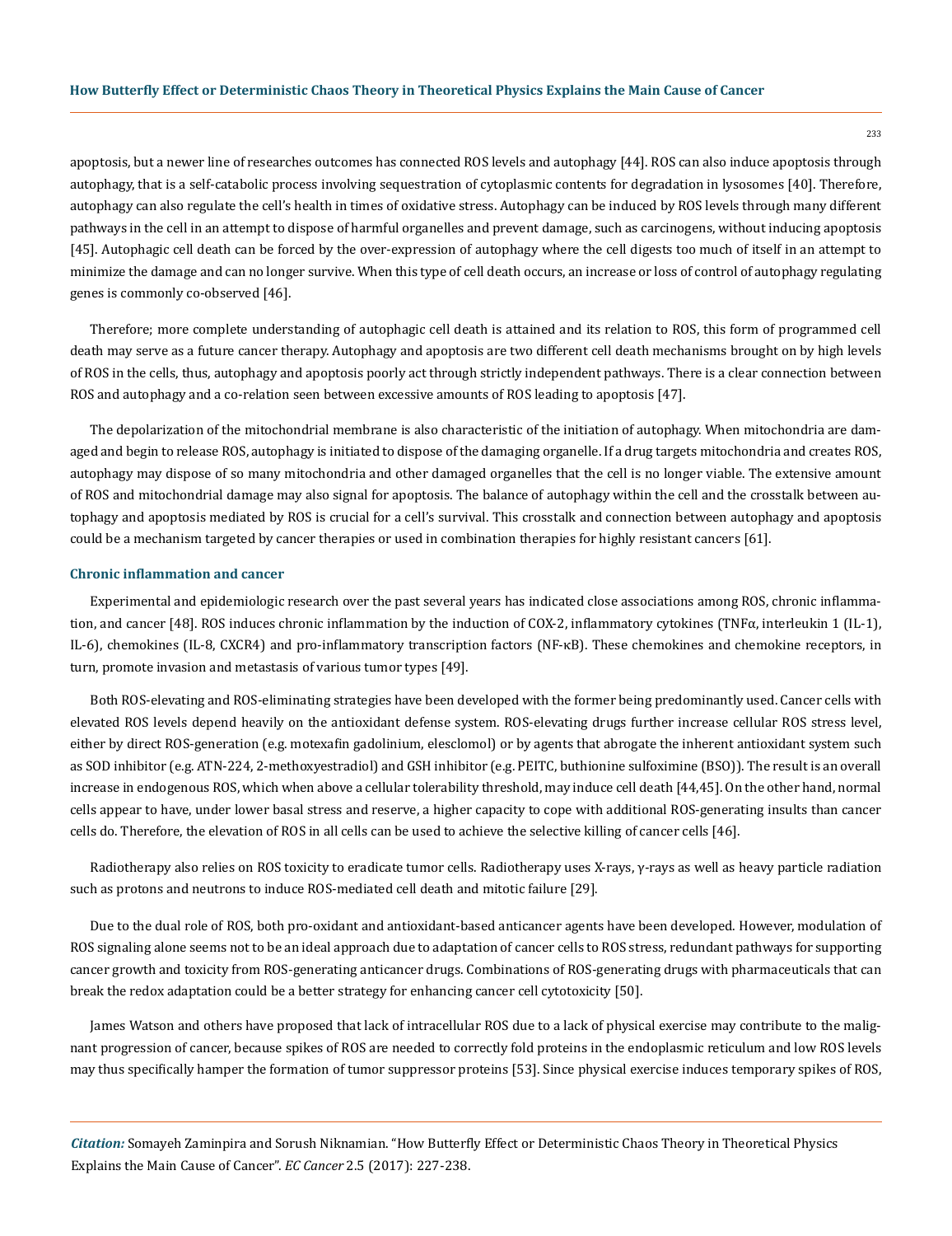apoptosis, but a newer line of researches outcomes has connected ROS levels and autophagy [44]. ROS can also induce apoptosis through autophagy, that is a self-catabolic process involving sequestration of cytoplasmic contents for degradation in lysosomes [40]. Therefore, autophagy can also regulate the cell's health in times of oxidative stress. Autophagy can be induced by ROS levels through many different pathways in the cell in an attempt to dispose of harmful organelles and prevent damage, such as carcinogens, without inducing apoptosis [45]. Autophagic cell death can be forced by the over-expression of autophagy where the cell digests too much of itself in an attempt to minimize the damage and can no longer survive. When this type of cell death occurs, an increase or loss of control of autophagy regulating genes is commonly co-observed [46].

Therefore; more complete understanding of autophagic cell death is attained and its relation to ROS, this form of programmed cell death may serve as a future cancer therapy. Autophagy and apoptosis are two different cell death mechanisms brought on by high levels of ROS in the cells, thus, autophagy and apoptosis poorly act through strictly independent pathways. There is a clear connection between ROS and autophagy and a co-relation seen between excessive amounts of ROS leading to apoptosis [47].

The depolarization of the mitochondrial membrane is also characteristic of the initiation of autophagy. When mitochondria are damaged and begin to release ROS, autophagy is initiated to dispose of the damaging organelle. If a drug targets mitochondria and creates ROS, autophagy may dispose of so many mitochondria and other damaged organelles that the cell is no longer viable. The extensive amount of ROS and mitochondrial damage may also signal for apoptosis. The balance of autophagy within the cell and the crosstalk between autophagy and apoptosis mediated by ROS is crucial for a cell's survival. This crosstalk and connection between autophagy and apoptosis could be a mechanism targeted by cancer therapies or used in combination therapies for highly resistant cancers [61].

### Chronic inflammation and cancer

Experimental and epidemiologic research over the past several years has indicated close associations among ROS, chronic inflammation, and cancer [48]. ROS induces chronic inflammation by the induction of COX-2, inflammatory cytokines (TNFα, interleukin 1 (IL-1), IL-6), chemokines (IL-8, CXCR4) and pro-inflammatory transcription factors (NF-κB). These chemokines and chemokine receptors, in turn, promote invasion and metastasis of various tumor types [49].

Both ROS-elevating and ROS-eliminating strategies have been developed with the former being predominantly used. Cancer cells with elevated ROS levels depend heavily on the antioxidant defense system. ROS-elevating drugs further increase cellular ROS stress level, either by direct ROS-generation (e.g. motexafin gadolinium, elesclomol) or by agents that abrogate the inherent antioxidant system such as SOD inhibitor (e.g. ATN-224, 2-methoxyestradiol) and GSH inhibitor (e.g. PEITC, buthionine sulfoximine (BSO)). The result is an overall increase in endogenous ROS, which when above a cellular tolerability threshold, may induce cell death [44,45]. On the other hand, normal cells appear to have, under lower basal stress and reserve, a higher capacity to cope with additional ROS-generating insults than cancer cells do. Therefore, the elevation of ROS in all cells can be used to achieve the selective killing of cancer cells [46].

Radiotherapy also relies on ROS toxicity to eradicate tumor cells. Radiotherapy uses X-rays, γ-rays as well as heavy particle radiation such as protons and neutrons to induce ROS-mediated cell death and mitotic failure [29].

Due to the dual role of ROS, both pro-oxidant and antioxidant-based anticancer agents have been developed. However, modulation of ROS signaling alone seems not to be an ideal approach due to adaptation of cancer cells to ROS stress, redundant pathways for supporting cancer growth and toxicity from ROS-generating anticancer drugs. Combinations of ROS-generating drugs with pharmaceuticals that can break the redox adaptation could be a better strategy for enhancing cancer cell cytotoxicity [50].

James Watson and others have proposed that lack of intracellular ROS due to a lack of physical exercise may contribute to the malignant progression of cancer, because spikes of ROS are needed to correctly fold proteins in the endoplasmic reticulum and low ROS levels may thus specifically hamper the formation of tumor suppressor proteins [53]. Since physical exercise induces temporary spikes of ROS,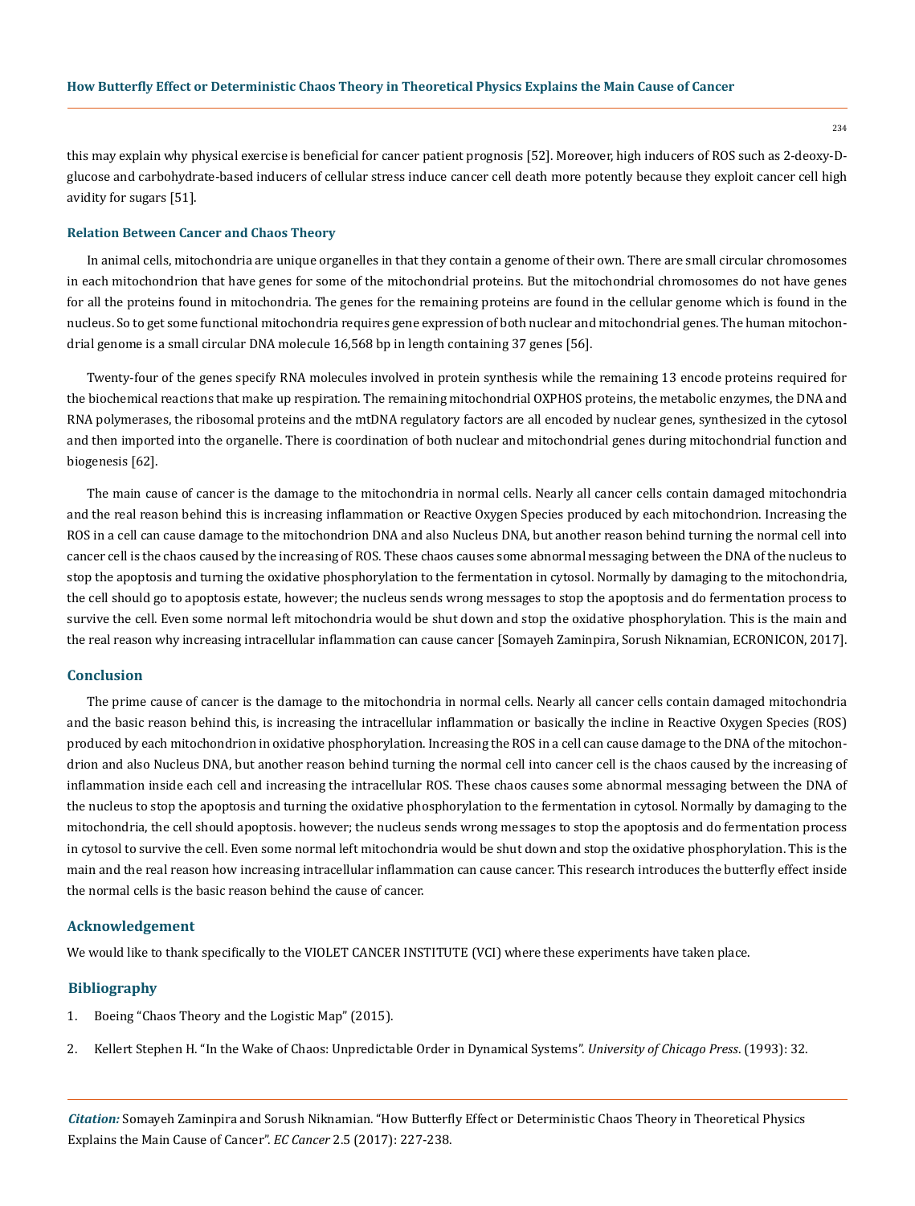this may explain why physical exercise is beneficial for cancer patient prognosis [52]. Moreover, high inducers of ROS such as 2-deoxy-D-glucose and carbohydrate-based inducers of cellular stress induce cancer cell death more potently because they exploit cancer cell high avidity for sugars [51].

### Relation Between Cancer and Chaos Theory

In animal cells, mitochondria are unique organelles in that they contain a genome of their own. There are small circular chromosomes in each mitochondrion that have genes for some of the mitochondrial proteins. But the mitochondrial chromosomes do not have genes for all the proteins found in mitochondria. The genes for the remaining proteins are found in the cellular genome which is found in the nucleus. So to get some functional mitochondria requires gene expression of both nuclear and mitochondrial genes. The human mitochondrial genome is a small circular DNA molecule 16,568 bp in length containing 37 genes [56].

Twenty-four of the genes specify RNA molecules involved in protein synthesis while the remaining 13 encode proteins required for the biochemical reactions that make up respiration. The remaining mitochondrial OXPHOS proteins, the metabolic enzymes, the DNA and RNA polymerases, the ribosomal proteins and the mtDNA regulatory factors are all encoded by nuclear genes, synthesized in the cytosol and then imported into the organelle. There is coordination of both nuclear and mitochondrial genes during mitochondrial function and biogenesis [62].

The main cause of cancer is the damage to the mitochondria in normal cells. Nearly all cancer cells contain damaged mitochondria and the real reason behind this is increasing inflammation or Reactive Oxygen Species produced by each mitochondrion. Increasing the ROS in a cell can cause damage to the mitochondrion DNA and also Nucleus DNA, but another reason behind turning the normal cell into cancer cell is the chaos caused by the increasing of ROS. These chaos causes some abnormal messaging between the DNA of the nucleus to stop the apoptosis and turning the oxidative phosphorylation to the fermentation in cytosol. Normally by damaging to the mitochondria, the cell should go to apoptosis estate, however; the nucleus sends wrong messages to stop the apoptosis and do fermentation process to survive the cell. Even some normal left mitochondria would be shut down and stop the oxidative phosphorylation. This is the main and the real reason why increasing intracellular inflammation can cause cancer [Somayeh Zaminpira, Sorush Niknamian, ECRONICON, 2017].

## Conclusion

The prime cause of cancer is the damage to the mitochondria in normal cells. Nearly all cancer cells contain damaged mitochondria and the basic reason behind this, is increasing the intracellular inflammation or basically the incline in Reactive Oxygen Species (ROS) produced by each mitochondrion in oxidative phosphorylation. Increasing the ROS in a cell can cause damage to the DNA of the mitochondrion and also Nucleus DNA, but another reason behind turning the normal cell into cancer cell is the chaos caused by the increasing of inflammation inside each cell and increasing the intracellular ROS. These chaos causes some abnormal messaging between the DNA of the nucleus to stop the apoptosis and turning the oxidative phosphorylation to the fermentation in cytosol. Normally by damaging to the mitochondria, the cell should apoptosis. however; the nucleus sends wrong messages to stop the apoptosis and do fermentation process in cytosol to survive the cell. Even some normal left mitochondria would be shut down and stop the oxidative phosphorylation. This is the main and the real reason how increasing intracellular inflammation can cause cancer. This research introduces the butterfly effect inside the normal cells is the basic reason behind the cause of cancer.

## Acknowledgement

We would like to thank specifically to the VIOLET CANCER INSTITUTE (VCI) where these experiments have taken place.

## Bibliography

1. Boeing "Chaos Theory and the Logistic Map" (2015).
2. Kellert Stephen H. "In the Wake of Chaos: Unpredictable Order in Dynamical Systems". *University of Chicago Press*. (1993): 32.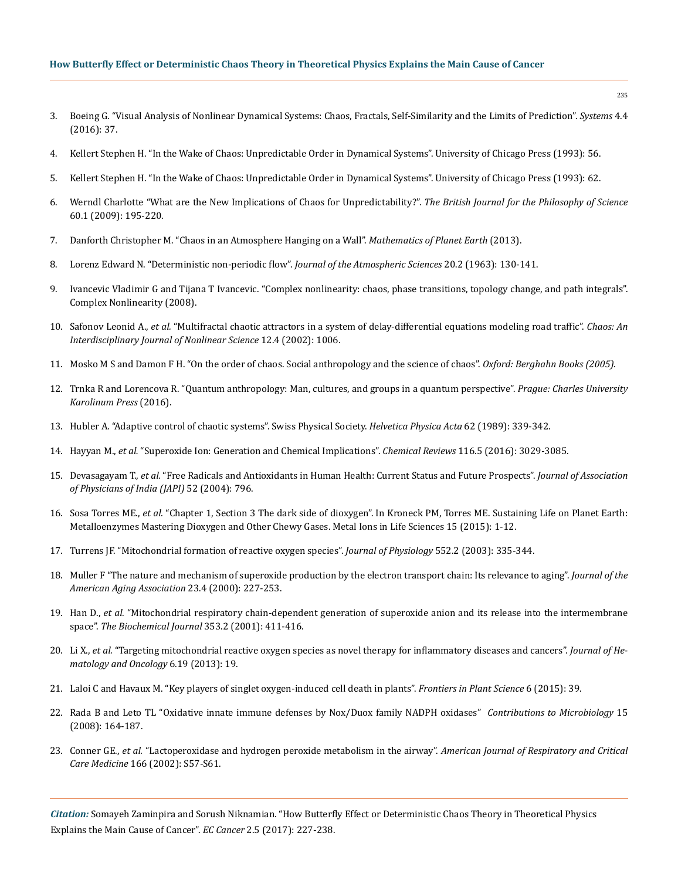3. Boeing G. "Visual Analysis of Nonlinear Dynamical Systems: Chaos, Fractals, Self-Similarity and the Limits of Prediction". *Systems* 4.4 (2016): 37.
4. Kellert Stephen H. "In the Wake of Chaos: Unpredictable Order in Dynamical Systems". University of Chicago Press (1993): 56.
5. Kellert Stephen H. "In the Wake of Chaos: Unpredictable Order in Dynamical Systems". University of Chicago Press (1993): 62.
6. Werndl Charlotte "What are the New Implications of Chaos for Unpredictability?". *The British Journal for the Philosophy of Science* 60.1 (2009): 195-220.
7. Danforth Christopher M. "Chaos in an Atmosphere Hanging on a Wall". *Mathematics of Planet Earth* (2013).
8. Lorenz Edward N. "Deterministic non-periodic flow". *Journal of the Atmospheric Sciences* 20.2 (1963): 130-141.
9. Ivancevic Vladimir G and Tijana T Ivancevic. "Complex nonlinearity: chaos, phase transitions, topology change, and path integrals". Complex Nonlinearity (2008).
10. Safonov Leonid A., *et al.* "Multifractal chaotic attractors in a system of delay-differential equations modeling road traffic". *Chaos: An Interdisciplinary Journal of Nonlinear Science* 12.4 (2002): 1006.
11. Mosko M S and Damon F H. "On the order of chaos. Social anthropology and the science of chaos". *Oxford: Berghahn Books (2005).*
12. Trnka R and Lorencova R. "Quantum anthropology: Man, cultures, and groups in a quantum perspective". *Prague: Charles University Karolinum Press* (2016).
13. Hubler A. "Adaptive control of chaotic systems". Swiss Physical Society. *Helvetica Physica Acta* 62 (1989): 339-342.
14. Hayyan M., *et al.* "Superoxide Ion: Generation and Chemical Implications". *Chemical Reviews* 116.5 (2016): 3029-3085.
15. Devasagayam T., *et al.* "Free Radicals and Antioxidants in Human Health: Current Status and Future Prospects". *Journal of Association of Physicians of India (JAPI)* 52 (2004): 796.
16. Sosa Torres ME., *et al.* "Chapter 1, Section 3 The dark side of dioxygen". In Kroneck PM, Torres ME. Sustaining Life on Planet Earth: Metalloenzymes Mastering Dioxygen and Other Chewy Gases. Metal Ions in Life Sciences 15 (2015): 1-12.
17. Turrens JF. "Mitochondrial formation of reactive oxygen species". *Journal of Physiology* 552.2 (2003): 335-344.
18. Muller F "The nature and mechanism of superoxide production by the electron transport chain: Its relevance to aging". *Journal of the American Aging Association* 23.4 (2000): 227-253.
19. Han D., *et al.* "Mitochondrial respiratory chain-dependent generation of superoxide anion and its release into the intermembrane space". *The Biochemical Journal* 353.2 (2001): 411-416.
20. Li X., *et al.* "Targeting mitochondrial reactive oxygen species as novel therapy for inflammatory diseases and cancers". *Journal of Hematology and Oncology* 6.19 (2013): 19.
21. Laloi C and Havaux M. "Key players of singlet oxygen-induced cell death in plants". *Frontiers in Plant Science* 6 (2015): 39.
22. Rada B and Leto TL "Oxidative innate immune defenses by Nox/Duox family NADPH oxidases" *Contributions to Microbiology* 15 (2008): 164-187.
23. Conner GE., *et al.* "Lactoperoxidase and hydrogen peroxide metabolism in the airway". *American Journal of Respiratory and Critical Care Medicine* 166 (2002): S57-S61.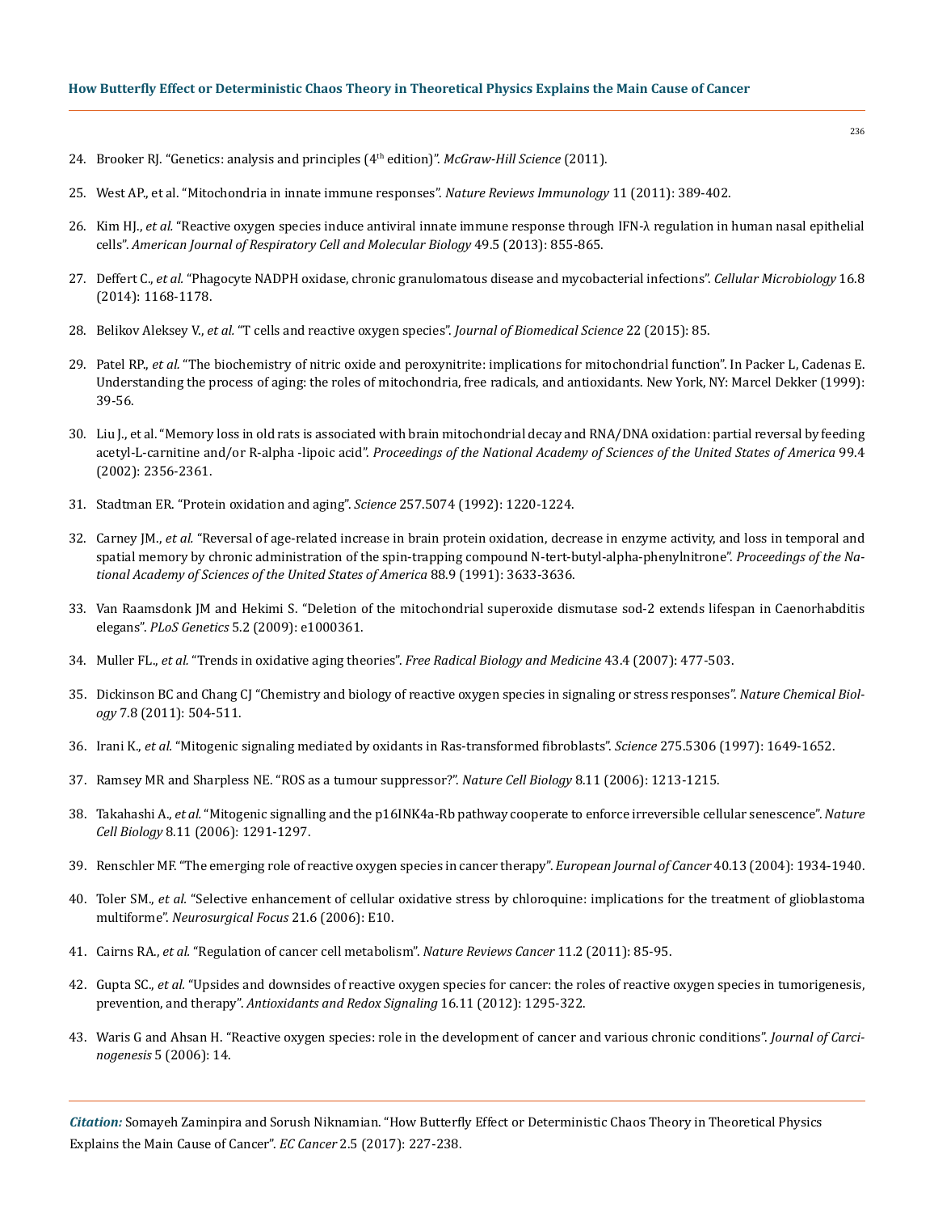24. Brooker RJ. "Genetics: analysis and principles (4th edition)". *McGraw-Hill Science* (2011).

25. West AP., et al. "Mitochondria in innate immune responses". *Nature Reviews Immunology* 11 (2011): 389-402.

26. Kim HJ., *et al.* "Reactive oxygen species induce antiviral innate immune response through IFN-λ regulation in human nasal epithelial cells". *American Journal of Respiratory Cell and Molecular Biology* 49.5 (2013): 855-865.

27. Deffert C., *et al.* "Phagocyte NADPH oxidase, chronic granulomatous disease and mycobacterial infections". *Cellular Microbiology* 16.8 (2014): 1168-1178.

28. Belikov Aleksey V., *et al.* "T cells and reactive oxygen species". *Journal of Biomedical Science* 22 (2015): 85.

29. Patel RP., *et al.* "The biochemistry of nitric oxide and peroxynitrite: implications for mitochondrial function". In Packer L, Cadenas E. Understanding the process of aging: the roles of mitochondria, free radicals, and antioxidants. New York, NY: Marcel Dekker (1999): 39-56.

30. Liu J., et al. "Memory loss in old rats is associated with brain mitochondrial decay and RNA/DNA oxidation: partial reversal by feeding acetyl-L-carnitine and/or R-alpha -lipoic acid". *Proceedings of the National Academy of Sciences of the United States of America* 99.4 (2002): 2356-2361.

31. Stadtman ER. "Protein oxidation and aging". *Science* 257.5074 (1992): 1220-1224.

32. Carney JM., *et al.* "Reversal of age-related increase in brain protein oxidation, decrease in enzyme activity, and loss in temporal and spatial memory by chronic administration of the spin-trapping compound N-tert-butyl-alpha-phenylnitrone". *Proceedings of the National Academy of Sciences of the United States of America* 88.9 (1991): 3633-3636.

33. Van Raamsdonk JM and Hekimi S. "Deletion of the mitochondrial superoxide dismutase sod-2 extends lifespan in Caenorhabditis elegans". *PLoS Genetics* 5.2 (2009): e1000361.

34. Muller FL., *et al.* "Trends in oxidative aging theories". *Free Radical Biology and Medicine* 43.4 (2007): 477-503.

35. Dickinson BC and Chang CJ "Chemistry and biology of reactive oxygen species in signaling or stress responses". *Nature Chemical Biology* 7.8 (2011): 504-511.

36. Irani K., *et al.* "Mitogenic signaling mediated by oxidants in Ras-transformed fibroblasts". *Science* 275.5306 (1997): 1649-1652.

37. Ramsey MR and Sharpless NE. "ROS as a tumour suppressor?". *Nature Cell Biology* 8.11 (2006): 1213-1215.

38. Takahashi A., *et al.* "Mitogenic signalling and the p16INK4a-Rb pathway cooperate to enforce irreversible cellular senescence". *Nature Cell Biology* 8.11 (2006): 1291-1297.

39. Renschler MF. "The emerging role of reactive oxygen species in cancer therapy". *European Journal of Cancer* 40.13 (2004): 1934-1940.

40. Toler SM., *et al.* "Selective enhancement of cellular oxidative stress by chloroquine: implications for the treatment of glioblastoma multiforme". *Neurosurgical Focus* 21.6 (2006): E10.

41. Cairns RA., *et al.* "Regulation of cancer cell metabolism". *Nature Reviews Cancer* 11.2 (2011): 85-95.

42. Gupta SC., *et al.* "Upsides and downsides of reactive oxygen species for cancer: the roles of reactive oxygen species in tumorigenesis, prevention, and therapy". *Antioxidants and Redox Signaling* 16.11 (2012): 1295-322.

43. Waris G and Ahsan H. "Reactive oxygen species: role in the development of cancer and various chronic conditions". *Journal of Carcinogenesis* 5 (2006): 14.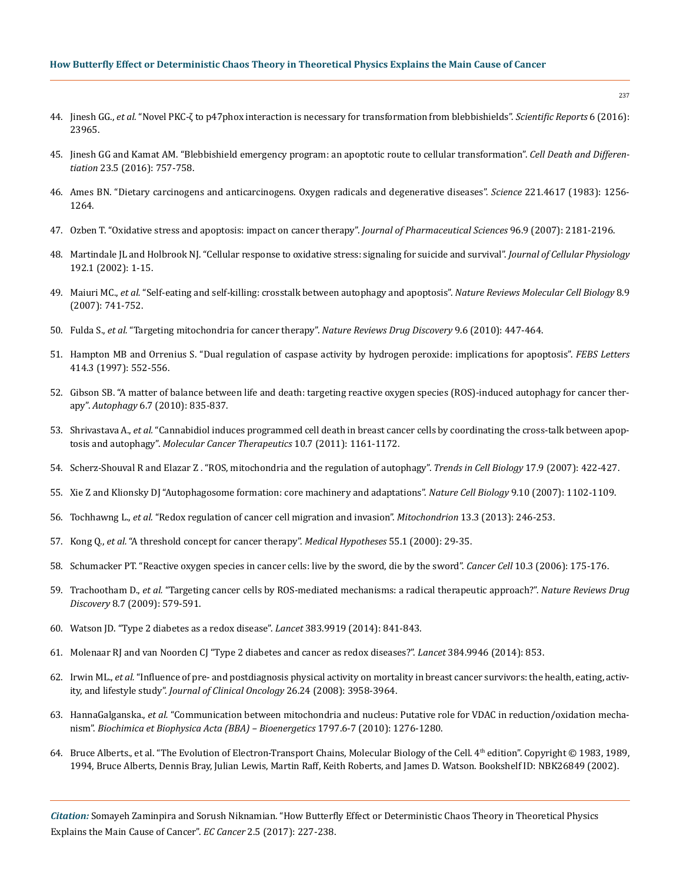44. Jinesh GG., *et al.* "Novel PKC-ζ to p47phox interaction is necessary for transformation from blebbishields". *Scientific Reports* 6 (2016): 23965.

45. Jinesh GG and Kamat AM. "Blebbishield emergency program: an apoptotic route to cellular transformation". *Cell Death and Differentiation* 23.5 (2016): 757-758.

46. Ames BN. "Dietary carcinogens and anticarcinogens. Oxygen radicals and degenerative diseases". *Science* 221.4617 (1983): 1256-1264.

47. Ozben T. "Oxidative stress and apoptosis: impact on cancer therapy". *Journal of Pharmaceutical Sciences* 96.9 (2007): 2181-2196.

48. Martindale JL and Holbrook NJ. "Cellular response to oxidative stress: signaling for suicide and survival". *Journal of Cellular Physiology* 192.1 (2002): 1-15.

49. Maiuri MC., *et al.* "Self-eating and self-killing: crosstalk between autophagy and apoptosis". *Nature Reviews Molecular Cell Biology* 8.9 (2007): 741-752.

50. Fulda S., *et al.* "Targeting mitochondria for cancer therapy". *Nature Reviews Drug Discovery* 9.6 (2010): 447-464.

51. Hampton MB and Orrenius S. "Dual regulation of caspase activity by hydrogen peroxide: implications for apoptosis". *FEBS Letters* 414.3 (1997): 552-556.

52. Gibson SB. "A matter of balance between life and death: targeting reactive oxygen species (ROS)-induced autophagy for cancer therapy". *Autophagy* 6.7 (2010): 835-837.

53. Shrivastava A., *et al.* "Cannabidiol induces programmed cell death in breast cancer cells by coordinating the cross-talk between apoptosis and autophagy". *Molecular Cancer Therapeutics* 10.7 (2011): 1161-1172.

54. Scherz-Shouval R and Elazar Z . "ROS, mitochondria and the regulation of autophagy". *Trends in Cell Biology* 17.9 (2007): 422-427.

55. Xie Z and Klionsky DJ "Autophagosome formation: core machinery and adaptations". *Nature Cell Biology* 9.10 (2007): 1102-1109.

56. Tochhawng L., *et al.* "Redox regulation of cancer cell migration and invasion". *Mitochondrion* 13.3 (2013): 246-253.

57. Kong Q., *et al.* "A threshold concept for cancer therapy". *Medical Hypotheses* 55.1 (2000): 29-35.

58. Schumacker PT. "Reactive oxygen species in cancer cells: live by the sword, die by the sword". *Cancer Cell* 10.3 (2006): 175-176.

59. Trachootham D., *et al.* "Targeting cancer cells by ROS-mediated mechanisms: a radical therapeutic approach?". *Nature Reviews Drug Discovery* 8.7 (2009): 579-591.

60. Watson JD. "Type 2 diabetes as a redox disease". *Lancet* 383.9919 (2014): 841-843.

61. Molenaar RJ and van Noorden CJ "Type 2 diabetes and cancer as redox diseases?". *Lancet* 384.9946 (2014): 853.

62. Irwin ML., *et al.* "Influence of pre- and postdiagnosis physical activity on mortality in breast cancer survivors: the health, eating, activity, and lifestyle study". *Journal of Clinical Oncology* 26.24 (2008): 3958-3964.

63. HannaGalganska., *et al.* "Communication between mitochondria and nucleus: Putative role for VDAC in reduction/oxidation mechanism". *Biochimica et Biophysica Acta (BBA) – Bioenergetics* 1797.6-7 (2010): 1276-1280.

64. Bruce Alberts., et al. "The Evolution of Electron-Transport Chains, Molecular Biology of the Cell. 4th edition". Copyright © 1983, 1989, 1994, Bruce Alberts, Dennis Bray, Julian Lewis, Martin Raff, Keith Roberts, and James D. Watson. Bookshelf ID: NBK26849 (2002).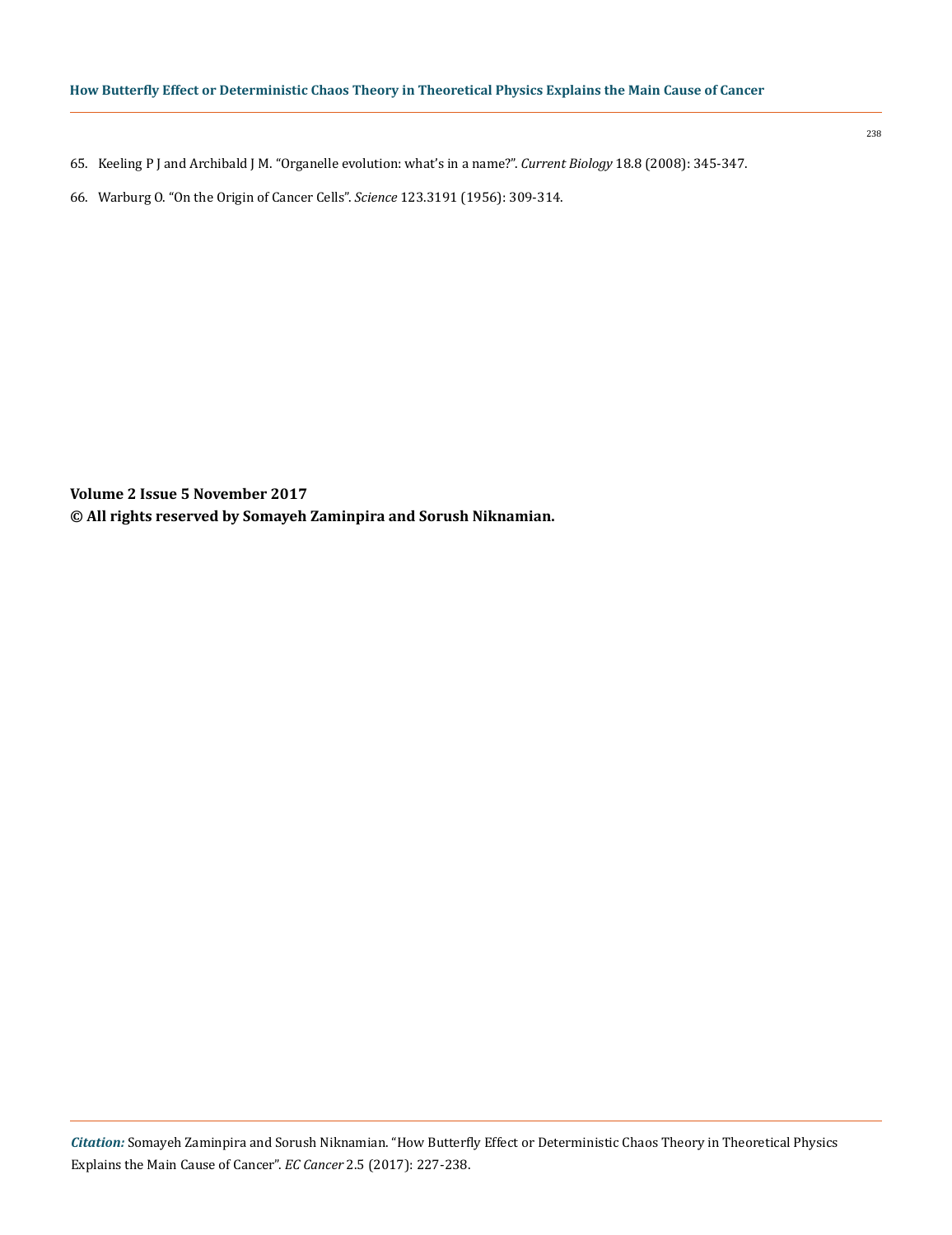65. Keeling P J and Archibald J M. "Organelle evolution: what's in a name?". *Current Biology* 18.8 (2008): 345-347.

66. Warburg O. "On the Origin of Cancer Cells". *Science* 123.3191 (1956): 309-314.

**Volume 2 Issue 5 November 2017**
**© All rights reserved by Somayeh Zaminpira and Sorush Niknamian.**